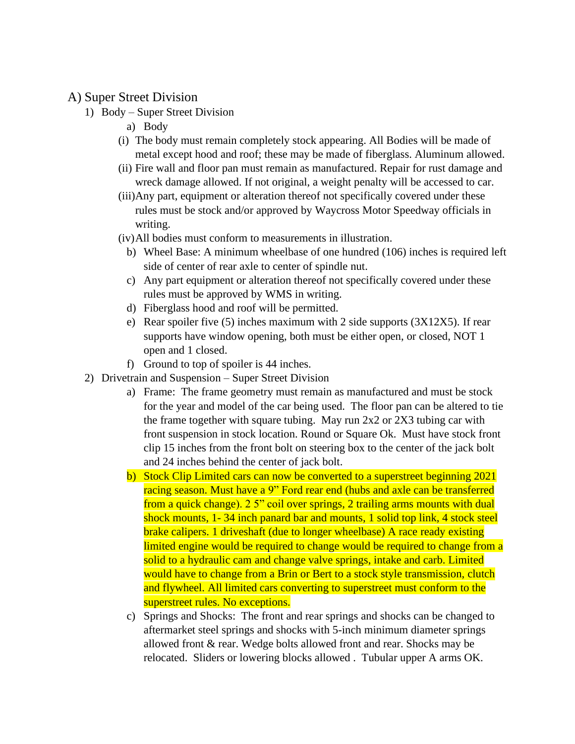# A) Super Street Division

1) Body – Super Street Division

   a) Body

   (i) The body must remain completely stock appearing. All Bodies will be made of metal except hood and roof; these may be made of fiberglass. Aluminum allowed.

   (ii) Fire wall and floor pan must remain as manufactured. Repair for rust damage and wreck damage allowed. If not original, a weight penalty will be accessed to car.

   (iii) Any part, equipment or alteration thereof not specifically covered under these rules must be stock and/or approved by Waycross Motor Speedway officials in writing.

   (iv) All bodies must conform to measurements in illustration.

   b) Wheel Base: A minimum wheelbase of one hundred (106) inches is required left side of center of rear axle to center of spindle nut.

   c) Any part equipment or alteration thereof not specifically covered under these rules must be approved by WMS in writing.

   d) Fiberglass hood and roof will be permitted.

   e) Rear spoiler five (5) inches maximum with 2 side supports (3X12X5). If rear supports have window opening, both must be either open, or closed, NOT 1 open and 1 closed.

   f) Ground to top of spoiler is 44 inches.

2) Drivetrain and Suspension – Super Street Division

   a) Frame: The frame geometry must remain as manufactured and must be stock for the year and model of the car being used. The floor pan can be altered to tie the frame together with square tubing. May run 2x2 or 2X3 tubing car with front suspension in stock location. Round or Square Ok. Must have stock front clip 15 inches from the front bolt on steering box to the center of the jack bolt and 24 inches behind the center of jack bolt.

   b) Stock Clip Limited cars can now be converted to a superstreet beginning 2021 racing season. Must have a 9" Ford rear end (hubs and axle can be transferred from a quick change). 2 5" coil over springs, 2 trailing arms mounts with dual shock mounts, 1- 34 inch panard bar and mounts, 1 solid top link, 4 stock steel brake calipers. 1 driveshaft (due to longer wheelbase) A race ready existing limited engine would be required to change would be required to change from a solid to a hydraulic cam and change valve springs, intake and carb. Limited would have to change from a Brin or Bert to a stock style transmission, clutch and flywheel. All limited cars converting to superstreet must conform to the superstreet rules. No exceptions.

   c) Springs and Shocks: The front and rear springs and shocks can be changed to aftermarket steel springs and shocks with 5-inch minimum diameter springs allowed front & rear. Wedge bolts allowed front and rear. Shocks may be relocated. Sliders or lowering blocks allowed . Tubular upper A arms OK.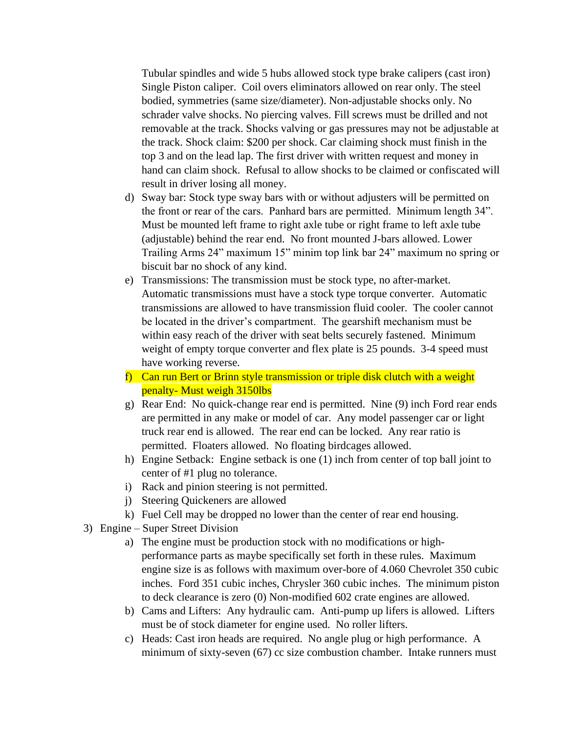Tubular spindles and wide 5 hubs allowed stock type brake calipers (cast iron) Single Piston caliper. Coil overs eliminators allowed on rear only. The steel bodied, symmetries (same size/diameter). Non-adjustable shocks only. No schrader valve shocks. No piercing valves. Fill screws must be drilled and not removable at the track. Shocks valving or gas pressures may not be adjustable at the track. Shock claim: $200 per shock. Car claiming shock must finish in the top 3 and on the lead lap. The first driver with written request and money in hand can claim shock. Refusal to allow shocks to be claimed or confiscated will result in driver losing all money.

d) Sway bar: Stock type sway bars with or without adjusters will be permitted on the front or rear of the cars. Panhard bars are permitted. Minimum length 34". Must be mounted left frame to right axle tube or right frame to left axle tube (adjustable) behind the rear end. No front mounted J-bars allowed. Lower Trailing Arms 24" maximum 15" minim top link bar 24" maximum no spring or biscuit bar no shock of any kind.

e) Transmissions: The transmission must be stock type, no after-market. Automatic transmissions must have a stock type torque converter. Automatic transmissions are allowed to have transmission fluid cooler. The cooler cannot be located in the driver's compartment. The gearshift mechanism must be within easy reach of the driver with seat belts securely fastened. Minimum weight of empty torque converter and flex plate is 25 pounds. 3-4 speed must have working reverse.

f) Can run Bert or Brinn style transmission or triple disk clutch with a weight penalty- Must weigh 3150lbs

g) Rear End: No quick-change rear end is permitted. Nine (9) inch Ford rear ends are permitted in any make or model of car. Any model passenger car or light truck rear end is allowed. The rear end can be locked. Any rear ratio is permitted. Floaters allowed. No floating birdcages allowed.

h) Engine Setback: Engine setback is one (1) inch from center of top ball joint to center of #1 plug no tolerance.

i) Rack and pinion steering is not permitted.

j) Steering Quickeners are allowed

k) Fuel Cell may be dropped no lower than the center of rear end housing.

3) Engine – Super Street Division

a) The engine must be production stock with no modifications or high-performance parts as maybe specifically set forth in these rules. Maximum engine size is as follows with maximum over-bore of 4.060 Chevrolet 350 cubic inches. Ford 351 cubic inches, Chrysler 360 cubic inches. The minimum piston to deck clearance is zero (0) Non-modified 602 crate engines are allowed.

b) Cams and Lifters: Any hydraulic cam. Anti-pump up lifers is allowed. Lifters must be of stock diameter for engine used. No roller lifters.

c) Heads: Cast iron heads are required. No angle plug or high performance. A minimum of sixty-seven (67) cc size combustion chamber. Intake runners must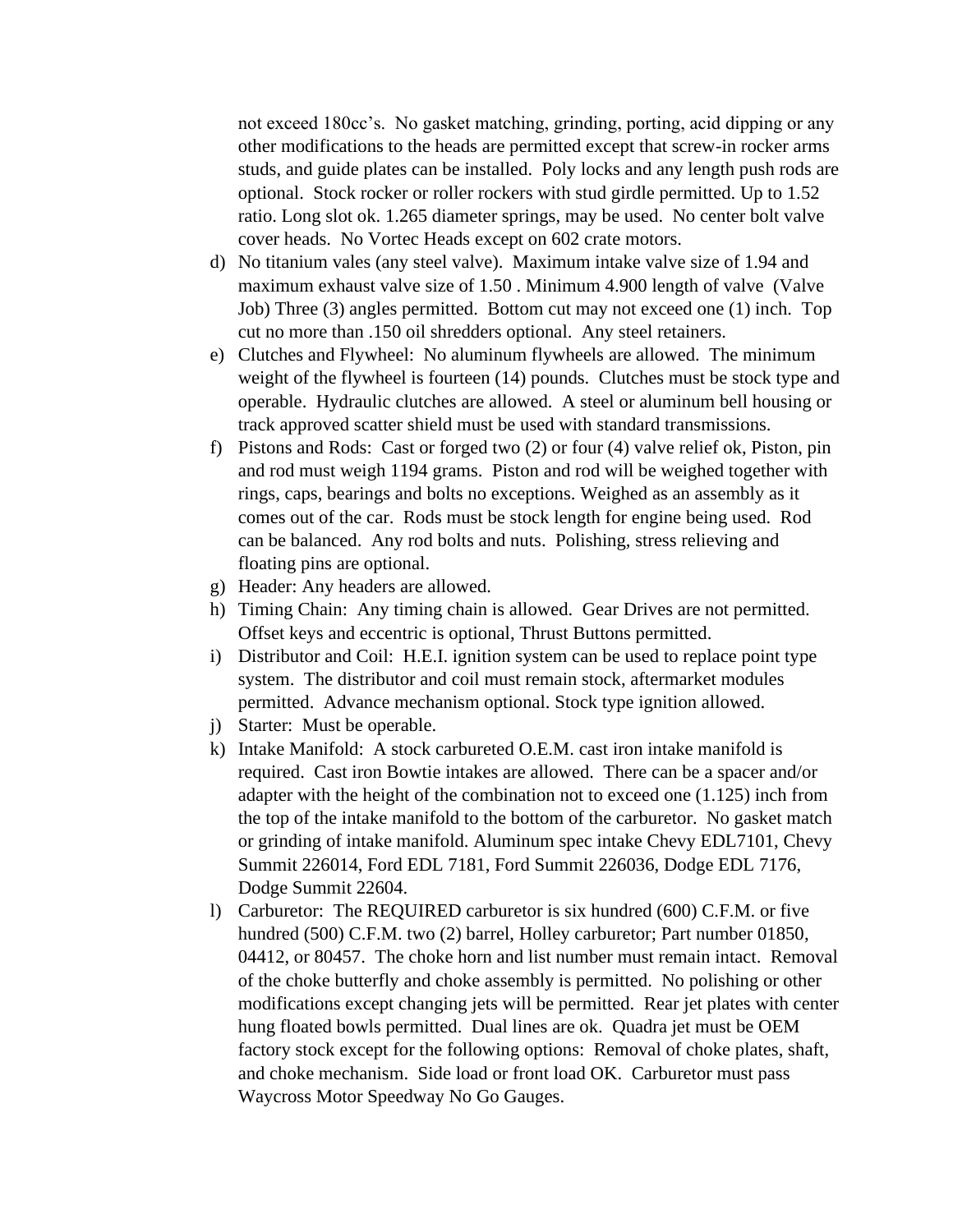not exceed 180cc's. No gasket matching, grinding, porting, acid dipping or any other modifications to the heads are permitted except that screw-in rocker arms studs, and guide plates can be installed. Poly locks and any length push rods are optional. Stock rocker or roller rockers with stud girdle permitted. Up to 1.52 ratio. Long slot ok. 1.265 diameter springs, may be used. No center bolt valve cover heads. No Vortec Heads except on 602 crate motors.

d) No titanium vales (any steel valve). Maximum intake valve size of 1.94 and maximum exhaust valve size of 1.50 . Minimum 4.900 length of valve (Valve Job) Three (3) angles permitted. Bottom cut may not exceed one (1) inch. Top cut no more than .150 oil shredders optional. Any steel retainers.

e) Clutches and Flywheel: No aluminum flywheels are allowed. The minimum weight of the flywheel is fourteen (14) pounds. Clutches must be stock type and operable. Hydraulic clutches are allowed. A steel or aluminum bell housing or track approved scatter shield must be used with standard transmissions.

f) Pistons and Rods: Cast or forged two (2) or four (4) valve relief ok, Piston, pin and rod must weigh 1194 grams. Piston and rod will be weighed together with rings, caps, bearings and bolts no exceptions. Weighed as an assembly as it comes out of the car. Rods must be stock length for engine being used. Rod can be balanced. Any rod bolts and nuts. Polishing, stress relieving and floating pins are optional.

g) Header: Any headers are allowed.

h) Timing Chain: Any timing chain is allowed. Gear Drives are not permitted. Offset keys and eccentric is optional, Thrust Buttons permitted.

i) Distributor and Coil: H.E.I. ignition system can be used to replace point type system. The distributor and coil must remain stock, aftermarket modules permitted. Advance mechanism optional. Stock type ignition allowed.

j) Starter: Must be operable.

k) Intake Manifold: A stock carbureted O.E.M. cast iron intake manifold is required. Cast iron Bowtie intakes are allowed. There can be a spacer and/or adapter with the height of the combination not to exceed one (1.125) inch from the top of the intake manifold to the bottom of the carburetor. No gasket match or grinding of intake manifold. Aluminum spec intake Chevy EDL7101, Chevy Summit 226014, Ford EDL 7181, Ford Summit 226036, Dodge EDL 7176, Dodge Summit 22604.

l) Carburetor: The REQUIRED carburetor is six hundred (600) C.F.M. or five hundred (500) C.F.M. two (2) barrel, Holley carburetor; Part number 01850, 04412, or 80457. The choke horn and list number must remain intact. Removal of the choke butterfly and choke assembly is permitted. No polishing or other modifications except changing jets will be permitted. Rear jet plates with center hung floated bowls permitted. Dual lines are ok. Quadra jet must be OEM factory stock except for the following options: Removal of choke plates, shaft, and choke mechanism. Side load or front load OK. Carburetor must pass Waycross Motor Speedway No Go Gauges.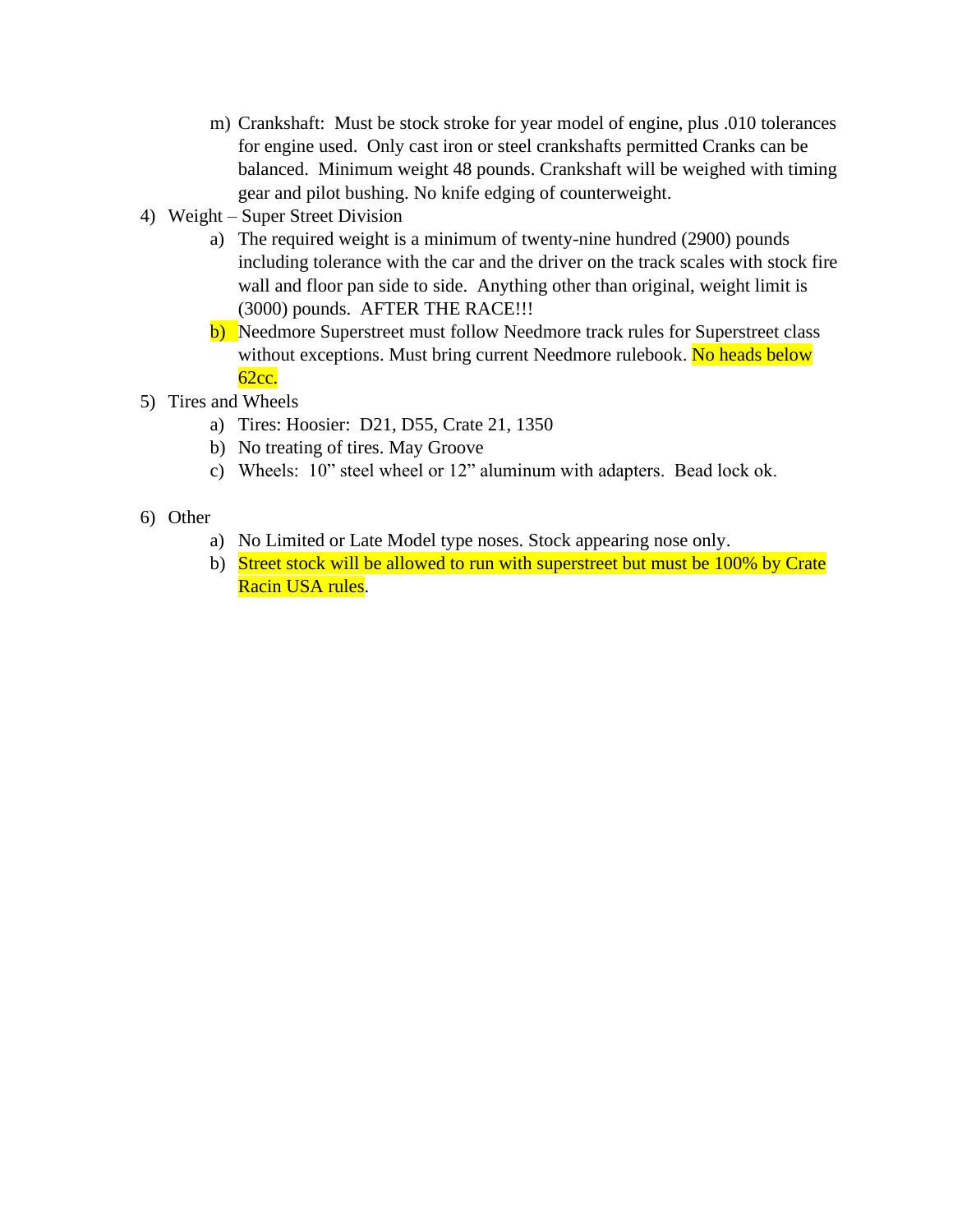m) Crankshaft: Must be stock stroke for year model of engine, plus .010 tolerances for engine used. Only cast iron or steel crankshafts permitted Cranks can be balanced. Minimum weight 48 pounds. Crankshaft will be weighed with timing gear and pilot bushing. No knife edging of counterweight.

4) Weight – Super Street Division
   a) The required weight is a minimum of twenty-nine hundred (2900) pounds including tolerance with the car and the driver on the track scales with stock fire wall and floor pan side to side. Anything other than original, weight limit is (3000) pounds. AFTER THE RACE!!!
   b) Needmore Superstreet must follow Needmore track rules for Superstreet class without exceptions. Must bring current Needmore rulebook. No heads below 62cc.

5) Tires and Wheels
   a) Tires: Hoosier: D21, D55, Crate 21, 1350
   b) No treating of tires. May Groove
   c) Wheels: 10" steel wheel or 12" aluminum with adapters. Bead lock ok.

6) Other
   a) No Limited or Late Model type noses. Stock appearing nose only.
   b) Street stock will be allowed to run with superstreet but must be 100% by Crate Racin USA rules.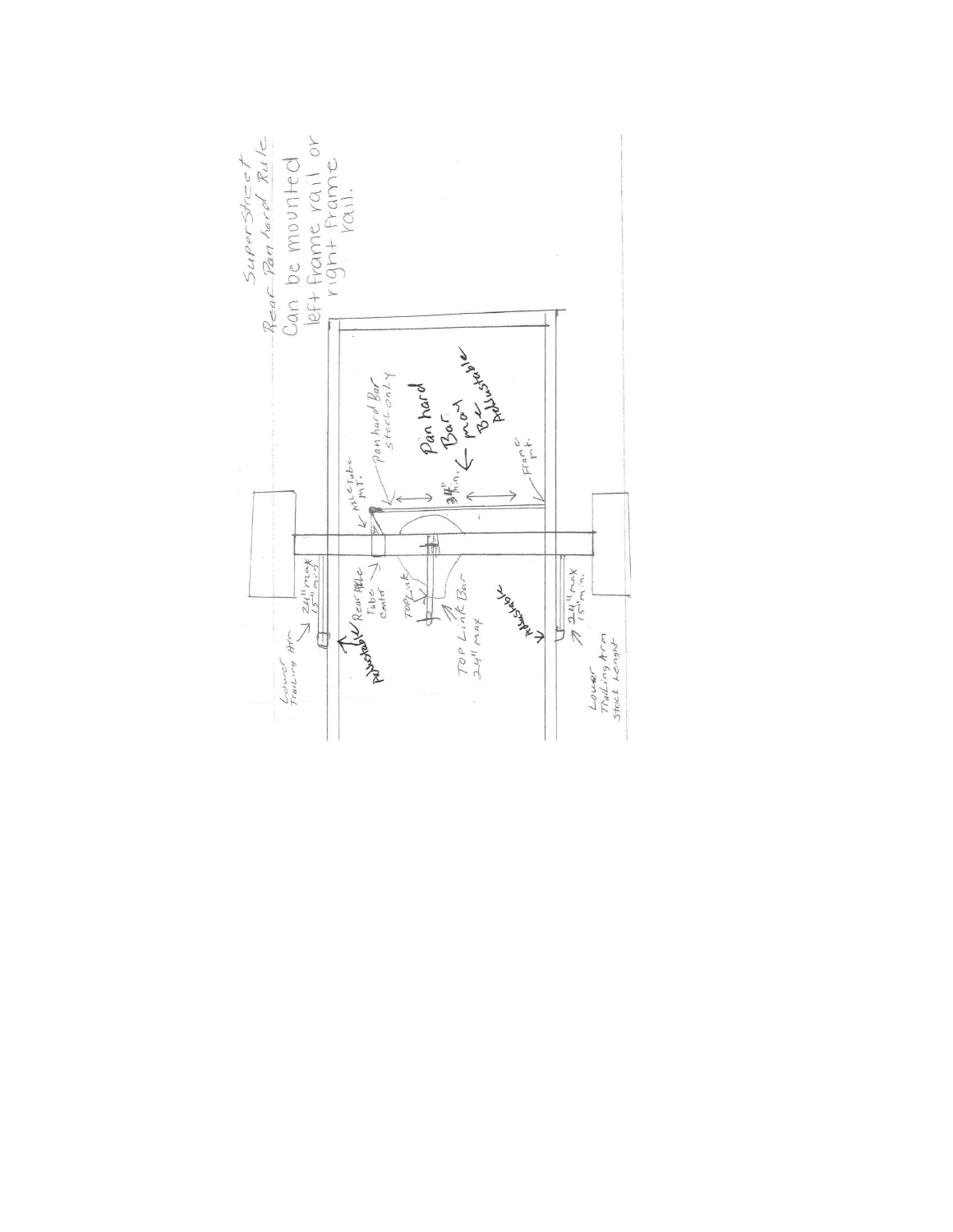SuperStreet
Rear Pan hard Rule
Can be mounted left frame rail or right frame rail.

Axle Tube Mt.

Pan hard Bar Steel ONLY

Pan hard Bar may Be Adjustable

34" min.

Frame Mt.

Rear Axle Tube Center

Top Link

Top Link Bar 24" Max

Adjustable

Adjustable

Lower Trailing Arm

24" max 15" min

Lower Trailing Arm Stock Lenght

24" max 15" min.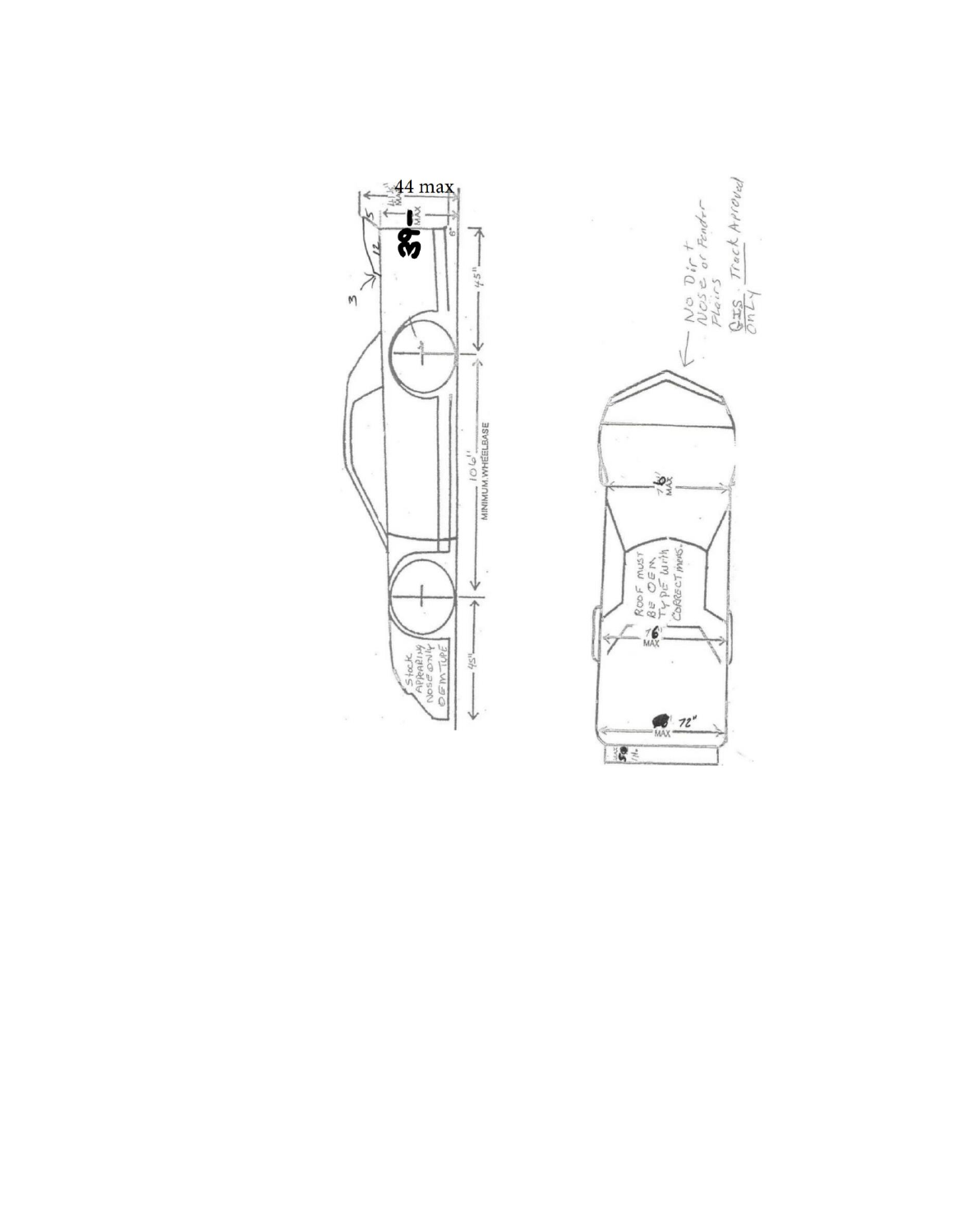44 max

4½" MAX

39-

MAX

5

12

3

6"

45"

106"

MINIMUM WHEELBASE

45"

Stock Appearing Nose only OEM Type

No Dirt Nose or Fender Flairs

GIS Track Approved Only

76 MAX

ROOF MUST BE OEM TYPE with CORRECT meas.

76 MAX

72" MAX

39 IN.